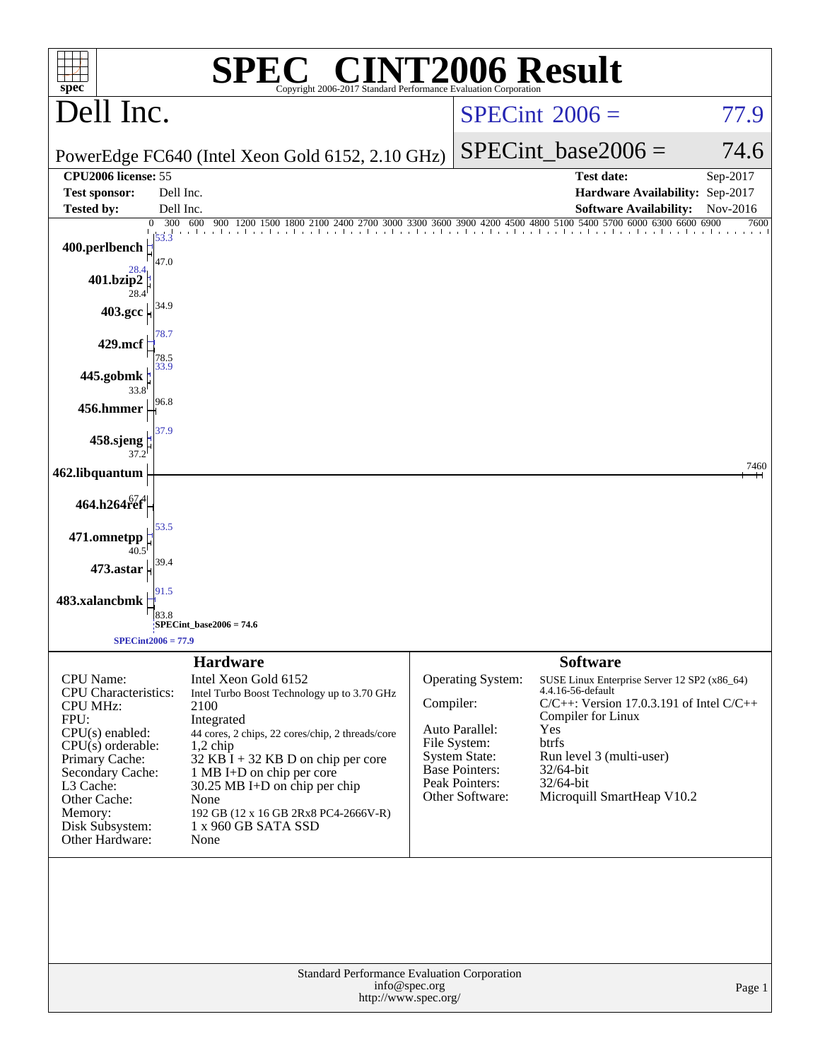# SPEC® CINT2006 Result

Copyright 2006-2017 Standard Performance Evaluation Corporation

## Dell Inc.

PowerEdge FC640 (Intel Xeon Gold 6152, 2.10 GHz)

SPECint 2006 = 77.9

SPECint_base2006 = 74.6

| | | | |
|---|---|---|---|
| **CPU2006 license:** | 55 | **Test date:** | Sep-2017 |
| **Test sponsor:** | Dell Inc. | **Hardware Availability:** | Sep-2017 |
| **Tested by:** | Dell Inc. | **Software Availability:** | Nov-2016 |

| Benchmark | Peak | Base |
|---|---|---|
| 400.perlbench | 53.3 | 47.0 |
| 401.bzip2 | 28.4 | 28.4 |
| 403.gcc | 34.9 | |
| 429.mcf | 78.7 | 78.5 |
| 445.gobmk | 33.9 | 33.8 |
| 456.hmmer | 96.8 | |
| 458.sjeng | 37.9 | 37.2 |
| 462.libquantum | 7460 | |
| 464.h264ref | 67.4 | |
| 471.omnetpp | 53.5 | 40.5 |
| 473.astar | 39.4 | |
| 483.xalancbmk | 91.5 | 83.8 |

SPECint_base2006 = 74.6

SPECint2006 = 77.9

### Hardware

| | |
|---|---|
| CPU Name: | Intel Xeon Gold 6152 |
| CPU Characteristics: | Intel Turbo Boost Technology up to 3.70 GHz |
| CPU MHz: | 2100 |
| FPU: | Integrated |
| CPU(s) enabled: | 44 cores, 2 chips, 22 cores/chip, 2 threads/core |
| CPU(s) orderable: | 1,2 chip |
| Primary Cache: | 32 KB I + 32 KB D on chip per core |
| Secondary Cache: | 1 MB I+D on chip per core |
| L3 Cache: | 30.25 MB I+D on chip per chip |
| Other Cache: | None |
| Memory: | 192 GB (12 x 16 GB 2Rx8 PC4-2666V-R) |
| Disk Subsystem: | 1 x 960 GB SATA SSD |
| Other Hardware: | None |

### Software

| | |
|---|---|
| Operating System: | SUSE Linux Enterprise Server 12 SP2 (x86_64) 4.4.16-56-default |
| Compiler: | C/C++: Version 17.0.3.191 of Intel C/C++ Compiler for Linux |
| Auto Parallel: | Yes |
| File System: | btrfs |
| System State: | Run level 3 (multi-user) |
| Base Pointers: | 32/64-bit |
| Peak Pointers: | 32/64-bit |
| Other Software: | Microquill SmartHeap V10.2 |

Standard Performance Evaluation Corporation
info@spec.org
http://www.spec.org/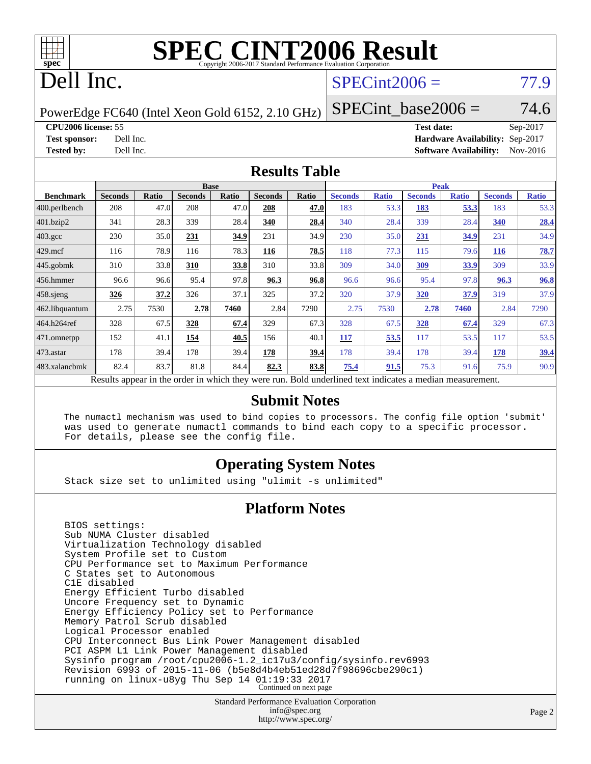# SPEC CINT2006 Result

Copyright 2006-2017 Standard Performance Evaluation Corporation

# Dell Inc.

PowerEdge FC640 (Intel Xeon Gold 6152, 2.10 GHz)

SPECint2006 = 77.9

SPECint_base2006 = 74.6

| | | | |
|---|---|---|---|
| **CPU2006 license:** 55 | | **Test date:** | Sep-2017 |
| **Test sponsor:** | Dell Inc. | **Hardware Availability:** | Sep-2017 |
| **Tested by:** | Dell Inc. | **Software Availability:** | Nov-2016 |

## Results Table

| | Base | | | | | | Peak | | | | | |
|---|---|---|---|---|---|---|---|---|---|---|---|---|
| **Benchmark** | **Seconds** | **Ratio** | **Seconds** | **Ratio** | **Seconds** | **Ratio** | **Seconds** | **Ratio** | **Seconds** | **Ratio** | **Seconds** | **Ratio** |
| 400.perlbench | 208 | 47.0 | 208 | 47.0 | **208** | **47.0** | 183 | 53.3 | **183** | **53.3** | 183 | 53.3 |
| 401.bzip2 | 341 | 28.3 | 339 | 28.4 | **340** | **28.4** | 340 | 28.4 | 339 | 28.4 | **340** | **28.4** |
| 403.gcc | 230 | 35.0 | **231** | **34.9** | 231 | 34.9 | 230 | 35.0 | **231** | **34.9** | 231 | 34.9 |
| 429.mcf | 116 | 78.9 | 116 | 78.3 | **116** | **78.5** | 118 | 77.3 | 115 | 79.6 | **116** | **78.7** |
| 445.gobmk | 310 | 33.8 | **310** | **33.8** | 310 | 33.8 | 309 | 34.0 | **309** | **33.9** | 309 | 33.9 |
| 456.hmmer | 96.6 | 96.6 | 95.4 | 97.8 | **96.3** | **96.8** | 96.6 | 96.6 | 95.4 | 97.8 | **96.3** | **96.8** |
| 458.sjeng | **326** | **37.2** | 326 | 37.1 | 325 | 37.2 | 320 | 37.9 | **320** | **37.9** | 319 | 37.9 |
| 462.libquantum | 2.75 | 7530 | **2.78** | **7460** | 2.84 | 7290 | 2.75 | 7530 | **2.78** | **7460** | 2.84 | 7290 |
| 464.h264ref | 328 | 67.5 | **328** | **67.4** | 329 | 67.3 | 328 | 67.5 | **328** | **67.4** | 329 | 67.3 |
| 471.omnetpp | 152 | 41.1 | **154** | **40.5** | 156 | 40.1 | **117** | **53.5** | 117 | 53.5 | 117 | 53.5 |
| 473.astar | 178 | 39.4 | 178 | 39.4 | **178** | **39.4** | 178 | 39.4 | 178 | 39.4 | **178** | **39.4** |
| 483.xalancbmk | 82.4 | 83.7 | 81.8 | 84.4 | **82.3** | **83.8** | **75.4** | **91.5** | 75.3 | 91.6 | 75.9 | 90.9 |

Results appear in the order in which they were run. Bold underlined text indicates a median measurement.

## Submit Notes

```
The numactl mechanism was used to bind copies to processors. The config file option 'submit'
was used to generate numactl commands to bind each copy to a specific processor.
For details, please see the config file.
```

## Operating System Notes

```
Stack size set to unlimited using "ulimit -s unlimited"
```

## Platform Notes

```
BIOS settings:
Sub NUMA Cluster disabled
Virtualization Technology disabled
System Profile set to Custom
CPU Performance set to Maximum Performance
C States set to Autonomous
C1E disabled
Energy Efficient Turbo disabled
Uncore Frequency set to Dynamic
Energy Efficiency Policy set to Performance
Memory Patrol Scrub disabled
Logical Processor enabled
CPU Interconnect Bus Link Power Management disabled
PCI ASPM L1 Link Power Management disabled
Sysinfo program /root/cpu2006-1.2_ic17u3/config/sysinfo.rev6993
Revision 6993 of 2015-11-06 (b5e8d4b4eb51ed28d7f98696cbe290c1)
running on linux-u8yg Thu Sep 14 01:19:33 2017
```

Continued on next page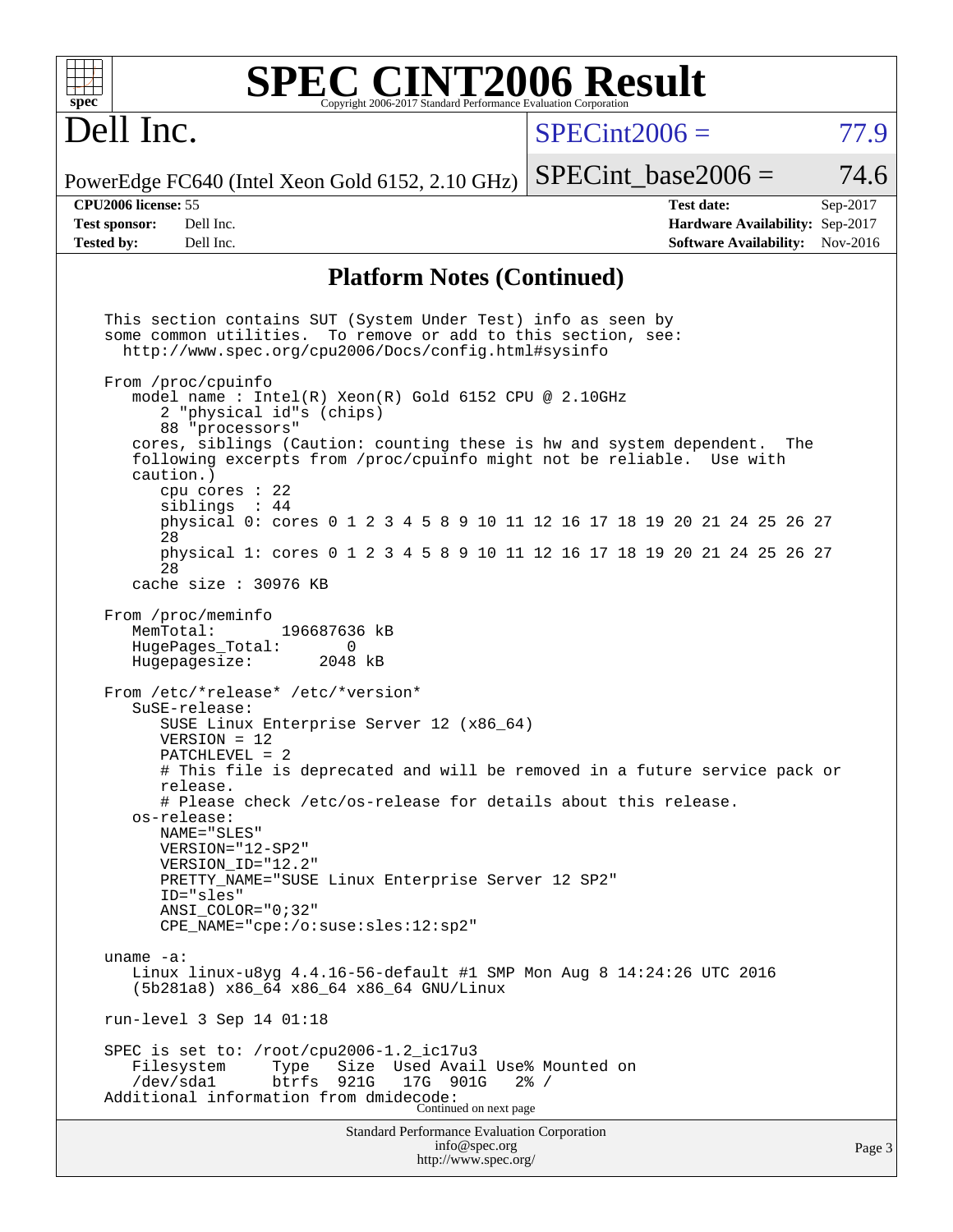# SPEC CINT2006 Result

Copyright 2006-2017 Standard Performance Evaluation Corporation

## Dell Inc.

PowerEdge FC640 (Intel Xeon Gold 6152, 2.10 GHz)

SPECint2006 = 77.9

SPECint_base2006 = 74.6

| | | | |
|---|---|---|---|
| **CPU2006 license:** | 55 | **Test date:** | Sep-2017 |
| **Test sponsor:** | Dell Inc. | **Hardware Availability:** | Sep-2017 |
| **Tested by:** | Dell Inc. | **Software Availability:** | Nov-2016 |

### Platform Notes (Continued)

```
This section contains SUT (System Under Test) info as seen by
some common utilities.  To remove or add to this section, see:
  http://www.spec.org/cpu2006/Docs/config.html#sysinfo

From /proc/cpuinfo
   model name : Intel(R) Xeon(R) Gold 6152 CPU @ 2.10GHz
      2 "physical id"s (chips)
      88 "processors"
   cores, siblings (Caution: counting these is hw and system dependent.  The
   following excerpts from /proc/cpuinfo might not be reliable.  Use with
   caution.)
      cpu cores : 22
      siblings  : 44
      physical 0: cores 0 1 2 3 4 5 8 9 10 11 12 16 17 18 19 20 21 24 25 26 27
      28
      physical 1: cores 0 1 2 3 4 5 8 9 10 11 12 16 17 18 19 20 21 24 25 26 27
      28
   cache size : 30976 KB

From /proc/meminfo
   MemTotal:       196687636 kB
   HugePages_Total:       0
   Hugepagesize:       2048 kB

From /etc/*release* /etc/*version*
   SuSE-release:
      SUSE Linux Enterprise Server 12 (x86_64)
      VERSION = 12
      PATCHLEVEL = 2
      # This file is deprecated and will be removed in a future service pack or
      release.
      # Please check /etc/os-release for details about this release.
   os-release:
      NAME="SLES"
      VERSION="12-SP2"
      VERSION_ID="12.2"
      PRETTY_NAME="SUSE Linux Enterprise Server 12 SP2"
      ID="sles"
      ANSI_COLOR="0;32"
      CPE_NAME="cpe:/o:suse:sles:12:sp2"

uname -a:
   Linux linux-u8yg 4.4.16-56-default #1 SMP Mon Aug 8 14:24:26 UTC 2016
   (5b281a8) x86_64 x86_64 x86_64 GNU/Linux

run-level 3 Sep 14 01:18

SPEC is set to: /root/cpu2006-1.2_ic17u3
   Filesystem     Type   Size  Used Avail Use% Mounted on
   /dev/sda1      btrfs  921G   17G  901G   2% /
Additional information from dmidecode:
```

Continued on next page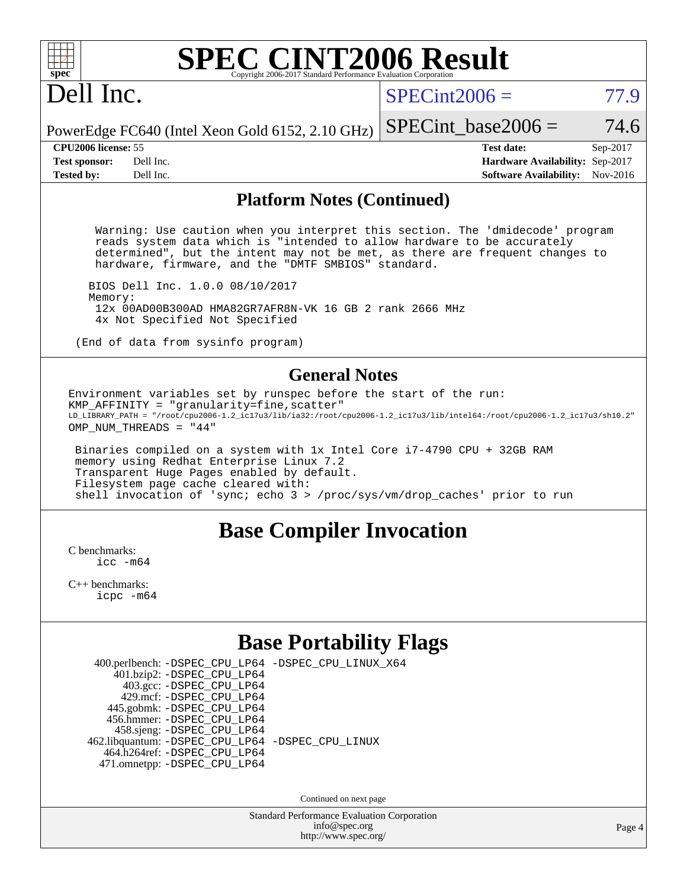# SPEC CINT2006 Result

Copyright 2006-2017 Standard Performance Evaluation Corporation

## Dell Inc.

PowerEdge FC640 (Intel Xeon Gold 6152, 2.10 GHz)

SPECint2006 = 77.9

SPECint_base2006 = 74.6

| | | | |
|---|---|---|---|
| **CPU2006 license:** 55 | | **Test date:** | Sep-2017 |
| **Test sponsor:** | Dell Inc. | **Hardware Availability:** | Sep-2017 |
| **Tested by:** | Dell Inc. | **Software Availability:** | Nov-2016 |

## Platform Notes (Continued)

```
  Warning: Use caution when you interpret this section. The 'dmidecode' program
  reads system data which is "intended to allow hardware to be accurately
  determined", but the intent may not be met, as there are frequent changes to
  hardware, firmware, and the "DMTF SMBIOS" standard.

 BIOS Dell Inc. 1.0.0 08/10/2017
 Memory:
  12x 00AD00B300AD HMA82GR7AFR8N-VK 16 GB 2 rank 2666 MHz
  4x Not Specified Not Specified

(End of data from sysinfo program)
```

## General Notes

```
Environment variables set by runspec before the start of the run:
KMP_AFFINITY = "granularity=fine,scatter"
LD_LIBRARY_PATH = "/root/cpu2006-1.2_ic17u3/lib/ia32:/root/cpu2006-1.2_ic17u3/lib/intel64:/root/cpu2006-1.2_ic17u3/sh10.2"
OMP_NUM_THREADS = "44"

 Binaries compiled on a system with 1x Intel Core i7-4790 CPU + 32GB RAM
 memory using Redhat Enterprise Linux 7.2
 Transparent Huge Pages enabled by default.
 Filesystem page cache cleared with:
 shell invocation of 'sync; echo 3 > /proc/sys/vm/drop_caches' prior to run
```

## Base Compiler Invocation

C benchmarks:
 icc -m64

C++ benchmarks:
 icpc -m64

## Base Portability Flags

| | |
|---|---|
| 400.perlbench: | -DSPEC_CPU_LP64 -DSPEC_CPU_LINUX_X64 |
| 401.bzip2: | -DSPEC_CPU_LP64 |
| 403.gcc: | -DSPEC_CPU_LP64 |
| 429.mcf: | -DSPEC_CPU_LP64 |
| 445.gobmk: | -DSPEC_CPU_LP64 |
| 456.hmmer: | -DSPEC_CPU_LP64 |
| 458.sjeng: | -DSPEC_CPU_LP64 |
| 462.libquantum: | -DSPEC_CPU_LP64 -DSPEC_CPU_LINUX |
| 464.h264ref: | -DSPEC_CPU_LP64 |
| 471.omnetpp: | -DSPEC_CPU_LP64 |

Continued on next page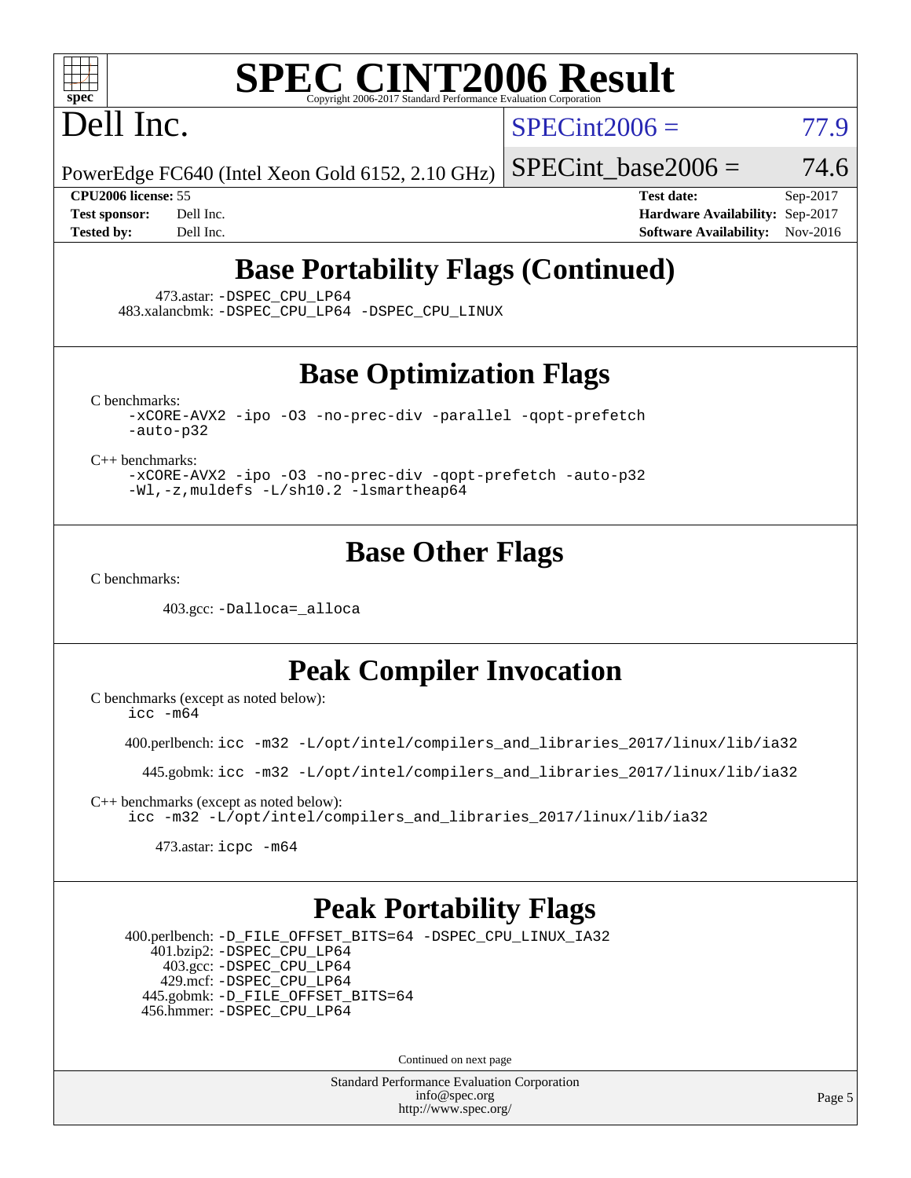# SPEC CINT2006 Result

Copyright 2006-2017 Standard Performance Evaluation Corporation

Dell Inc.

PowerEdge FC640 (Intel Xeon Gold 6152, 2.10 GHz)

SPECint2006 = 77.9

SPECint_base2006 = 74.6

**CPU2006 license:** 55
**Test sponsor:** Dell Inc.
**Tested by:** Dell Inc.

**Test date:** Sep-2017
**Hardware Availability:** Sep-2017
**Software Availability:** Nov-2016

## Base Portability Flags (Continued)

473.astar: `-DSPEC_CPU_LP64`
483.xalancbmk: `-DSPEC_CPU_LP64 -DSPEC_CPU_LINUX`

## Base Optimization Flags

C benchmarks:
`-xCORE-AVX2 -ipo -O3 -no-prec-div -parallel -qopt-prefetch -auto-p32`

C++ benchmarks:
`-xCORE-AVX2 -ipo -O3 -no-prec-div -qopt-prefetch -auto-p32 -Wl,-z,muldefs -L/sh10.2 -lsmartheap64`

## Base Other Flags

C benchmarks:

403.gcc: `-Dalloca=_alloca`

## Peak Compiler Invocation

C benchmarks (except as noted below):
`icc -m64`

400.perlbench: `icc -m32 -L/opt/intel/compilers_and_libraries_2017/linux/lib/ia32`

445.gobmk: `icc -m32 -L/opt/intel/compilers_and_libraries_2017/linux/lib/ia32`

C++ benchmarks (except as noted below):
`icc -m32 -L/opt/intel/compilers_and_libraries_2017/linux/lib/ia32`

473.astar: `icpc -m64`

## Peak Portability Flags

400.perlbench: `-D_FILE_OFFSET_BITS=64 -DSPEC_CPU_LINUX_IA32`
401.bzip2: `-DSPEC_CPU_LP64`
403.gcc: `-DSPEC_CPU_LP64`
429.mcf: `-DSPEC_CPU_LP64`
445.gobmk: `-D_FILE_OFFSET_BITS=64`
456.hmmer: `-DSPEC_CPU_LP64`

Continued on next page

Standard Performance Evaluation Corporation
info@spec.org
http://www.spec.org/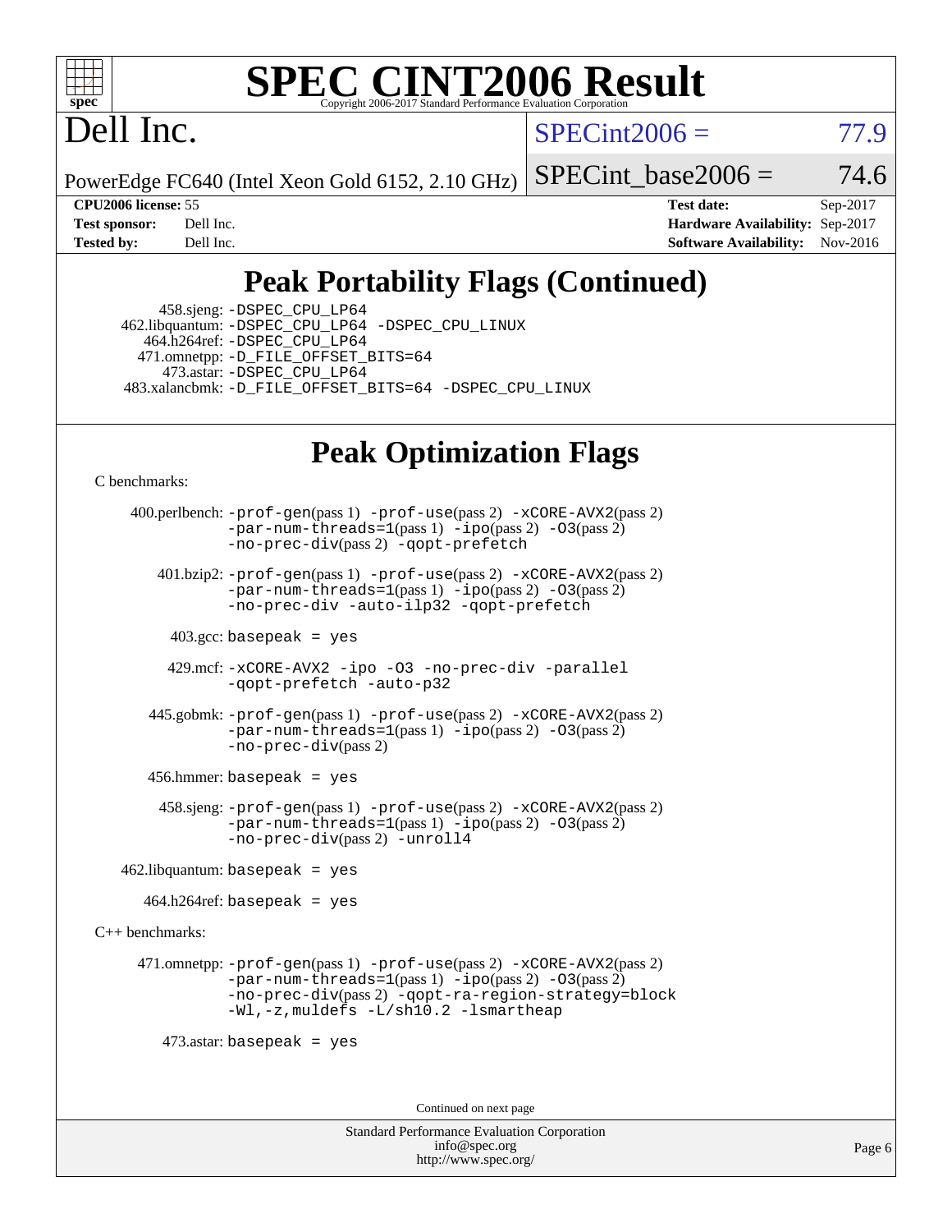# SPEC CINT2006 Result

Copyright 2006-2017 Standard Performance Evaluation Corporation

# Dell Inc.

PowerEdge FC640 (Intel Xeon Gold 6152, 2.10 GHz)

SPECint2006 = 77.9

SPECint_base2006 = 74.6

**CPU2006 license:** 55
**Test sponsor:** Dell Inc.
**Tested by:** Dell Inc.

**Test date:** Sep-2017
**Hardware Availability:** Sep-2017
**Software Availability:** Nov-2016

## Peak Portability Flags (Continued)

458.sjeng: -DSPEC_CPU_LP64
462.libquantum: -DSPEC_CPU_LP64 -DSPEC_CPU_LINUX
464.h264ref: -DSPEC_CPU_LP64
471.omnetpp: -D_FILE_OFFSET_BITS=64
473.astar: -DSPEC_CPU_LP64
483.xalancbmk: -D_FILE_OFFSET_BITS=64 -DSPEC_CPU_LINUX

## Peak Optimization Flags

C benchmarks:

400.perlbench: -prof-gen(pass 1) -prof-use(pass 2) -xCORE-AVX2(pass 2) -par-num-threads=1(pass 1) -ipo(pass 2) -O3(pass 2) -no-prec-div(pass 2) -qopt-prefetch

401.bzip2: -prof-gen(pass 1) -prof-use(pass 2) -xCORE-AVX2(pass 2) -par-num-threads=1(pass 1) -ipo(pass 2) -O3(pass 2) -no-prec-div -auto-ilp32 -qopt-prefetch

403.gcc: basepeak = yes

429.mcf: -xCORE-AVX2 -ipo -O3 -no-prec-div -parallel -qopt-prefetch -auto-p32

445.gobmk: -prof-gen(pass 1) -prof-use(pass 2) -xCORE-AVX2(pass 2) -par-num-threads=1(pass 1) -ipo(pass 2) -O3(pass 2) -no-prec-div(pass 2)

456.hmmer: basepeak = yes

458.sjeng: -prof-gen(pass 1) -prof-use(pass 2) -xCORE-AVX2(pass 2) -par-num-threads=1(pass 1) -ipo(pass 2) -O3(pass 2) -no-prec-div(pass 2) -unroll4

462.libquantum: basepeak = yes

464.h264ref: basepeak = yes

C++ benchmarks:

471.omnetpp: -prof-gen(pass 1) -prof-use(pass 2) -xCORE-AVX2(pass 2) -par-num-threads=1(pass 1) -ipo(pass 2) -O3(pass 2) -no-prec-div(pass 2) -qopt-ra-region-strategy=block -Wl,-z,muldefs -L/sh10.2 -lsmartheap

473.astar: basepeak = yes

Continued on next page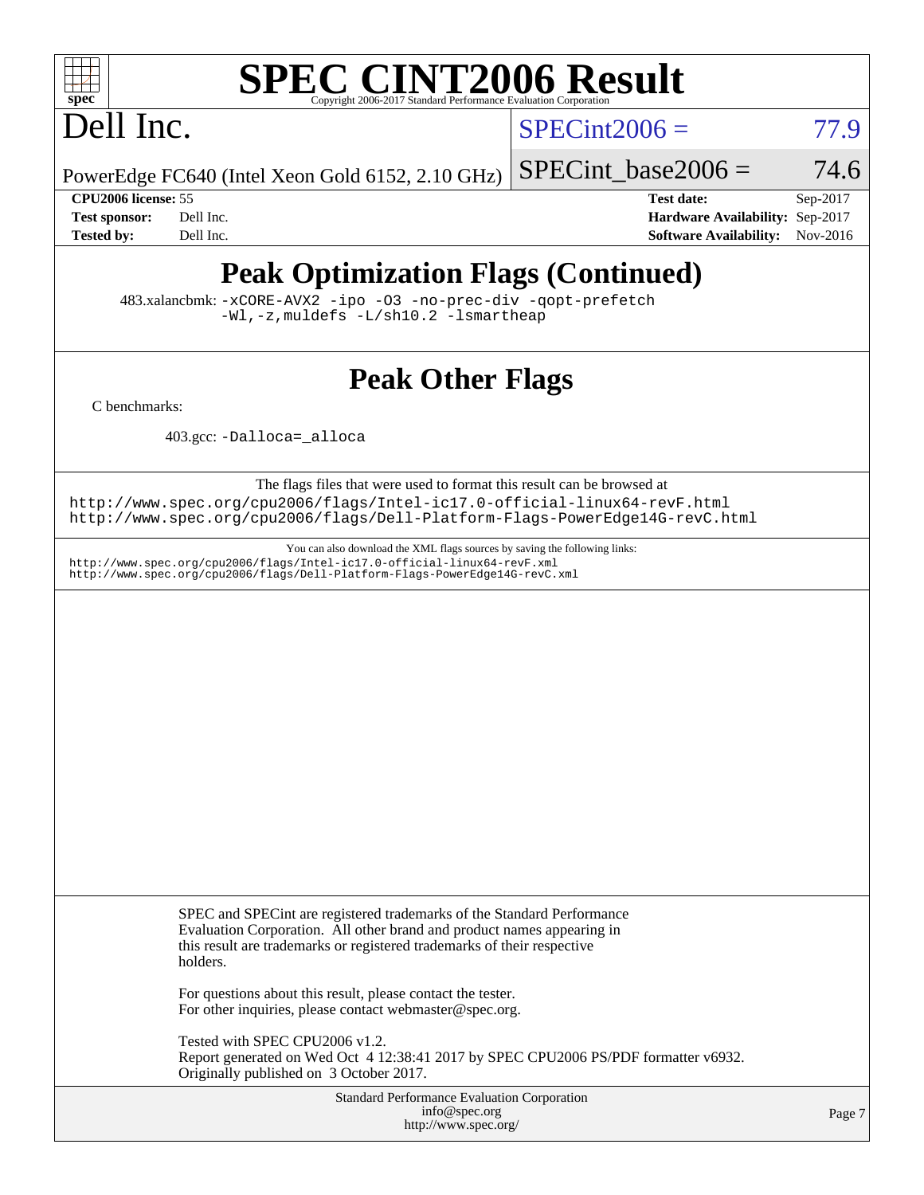# SPEC CINT2006 Result

Copyright 2006-2017 Standard Performance Evaluation Corporation

**Dell Inc.**

PowerEdge FC640 (Intel Xeon Gold 6152, 2.10 GHz)

SPECint2006 = 77.9

SPECint_base2006 = 74.6

| | | | |
|---|---|---|---|
| **CPU2006 license:** | 55 | **Test date:** | Sep-2017 |
| **Test sponsor:** | Dell Inc. | **Hardware Availability:** | Sep-2017 |
| **Tested by:** | Dell Inc. | **Software Availability:** | Nov-2016 |

## Peak Optimization Flags (Continued)

483.xalancbmk: -xCORE-AVX2 -ipo -O3 -no-prec-div -qopt-prefetch -Wl,-z,muldefs -L/sh10.2 -lsmartheap

## Peak Other Flags

C benchmarks:

403.gcc: -Dalloca=_alloca

The flags files that were used to format this result can be browsed at
http://www.spec.org/cpu2006/flags/Intel-ic17.0-official-linux64-revF.html
http://www.spec.org/cpu2006/flags/Dell-Platform-Flags-PowerEdge14G-revC.html

You can also download the XML flags sources by saving the following links:
http://www.spec.org/cpu2006/flags/Intel-ic17.0-official-linux64-revF.xml
http://www.spec.org/cpu2006/flags/Dell-Platform-Flags-PowerEdge14G-revC.xml

SPEC and SPECint are registered trademarks of the Standard Performance Evaluation Corporation. All other brand and product names appearing in this result are trademarks or registered trademarks of their respective holders.

For questions about this result, please contact the tester.
For other inquiries, please contact webmaster@spec.org.

Tested with SPEC CPU2006 v1.2.
Report generated on Wed Oct 4 12:38:41 2017 by SPEC CPU2006 PS/PDF formatter v6932.
Originally published on 3 October 2017.

Standard Performance Evaluation Corporation
info@spec.org
http://www.spec.org/